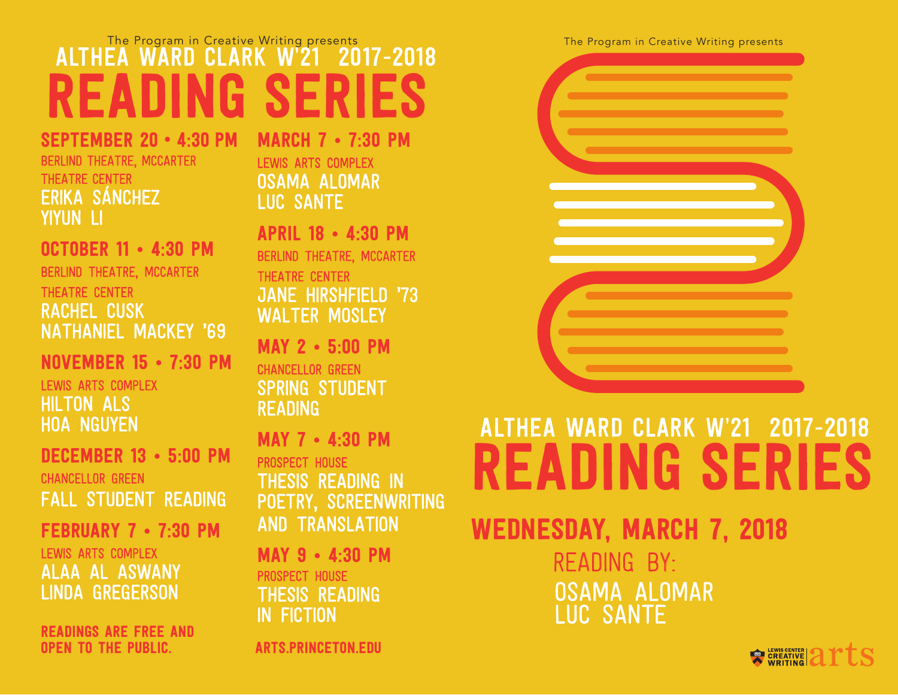The Program in Creative Writing presents

# ALTHEA WARD CLARK W'21 2017-2018 READING SERIES

**SEPTEMBER 20 • 4:30 PM**
BERLIND THEATRE, MCCARTER THEATRE CENTER
ERIKA SÁNCHEZ
YIYUN LI

**OCTOBER 11 • 4:30 PM**
BERLIND THEATRE, MCCARTER THEATRE CENTER
RACHEL CUSK
NATHANIEL MACKEY '69

**NOVEMBER 15 • 7:30 PM**
LEWIS ARTS COMPLEX
HILTON ALS
HOA NGUYEN

**DECEMBER 13 • 5:00 PM**
CHANCELLOR GREEN
FALL STUDENT READING

**FEBRUARY 7 • 7:30 PM**
LEWIS ARTS COMPLEX
ALAA AL ASWANY
LINDA GREGERSON

**READINGS ARE FREE AND OPEN TO THE PUBLIC.**

**MARCH 7 • 7:30 PM**
LEWIS ARTS COMPLEX
OSAMA ALOMAR
LUC SANTE

**APRIL 18 • 4:30 PM**
BERLIND THEATRE, MCCARTER THEATRE CENTER
JANE HIRSHFIELD '73
WALTER MOSLEY

**MAY 2 • 5:00 PM**
CHANCELLOR GREEN
SPRING STUDENT READING

**MAY 7 • 4:30 PM**
PROSPECT HOUSE
THESIS READING IN POETRY, SCREENWRITING AND TRANSLATION

**MAY 9 • 4:30 PM**
PROSPECT HOUSE
THESIS READING IN FICTION

**ARTS.PRINCETON.EDU**

The Program in Creative Writing presents

# ALTHEA WARD CLARK W'21 2017-2018 READING SERIES

## WEDNESDAY, MARCH 7, 2018

READING BY:
OSAMA ALOMAR
LUC SANTE

LEWIS CENTER CREATIVE WRITING arts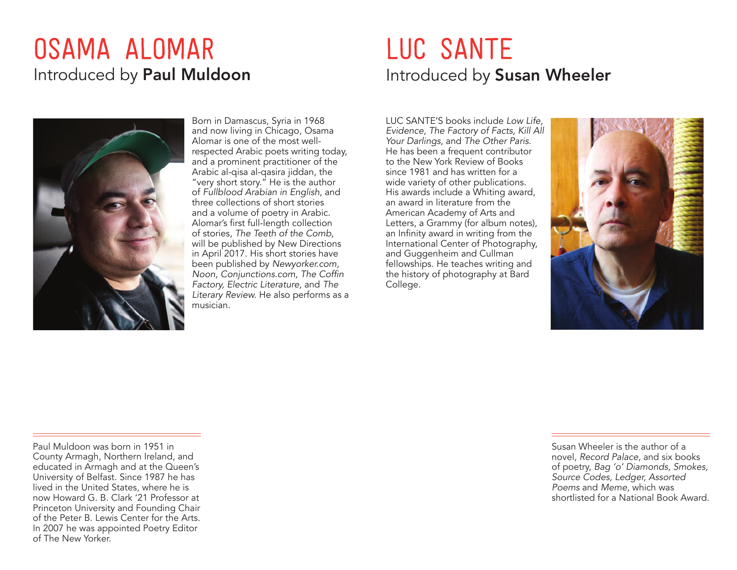# OSAMA ALOMAR

## Introduced by **Paul Muldoon**

Born in Damascus, Syria in 1968 and now living in Chicago, Osama Alomar is one of the most well-respected Arabic poets writing today, and a prominent practitioner of the Arabic al-qisa al-qasira jiddan, the "very short story." He is the author of *Fullblood Arabian in English*, and three collections of short stories and a volume of poetry in Arabic. Alomar's first full-length collection of stories, *The Teeth of the Comb*, will be published by New Directions in April 2017. His short stories have been published by *Newyorker.com, Noon, Conjunctions.com, The Coffin Factory, Electric Literature*, and *The Literary Review.* He also performs as a musician.

---

Paul Muldoon was born in 1951 in County Armagh, Northern Ireland, and educated in Armagh and at the Queen's University of Belfast. Since 1987 he has lived in the United States, where he is now Howard G. B. Clark '21 Professor at Princeton University and Founding Chair of the Peter B. Lewis Center for the Arts. In 2007 he was appointed Poetry Editor of The New Yorker.

# LUC SANTE

## Introduced by **Susan Wheeler**

LUC SANTE'S books include *Low Life, Evidence, The Factory of Facts, Kill All Your Darlings*, and *The Other Paris*. He has been a frequent contributor to the New York Review of Books since 1981 and has written for a wide variety of other publications. His awards include a Whiting award, an award in literature from the American Academy of Arts and Letters, a Grammy (for album notes), an Infinity award in writing from the International Center of Photography, and Guggenheim and Cullman fellowships. He teaches writing and the history of photography at Bard College.

---

Susan Wheeler is the author of a novel, *Record Palace*, and six books of poetry, *Bag 'o' Diamonds, Smokes, Source Codes, Ledger, Assorted Poems* and *Meme*, which was shortlisted for a National Book Award.